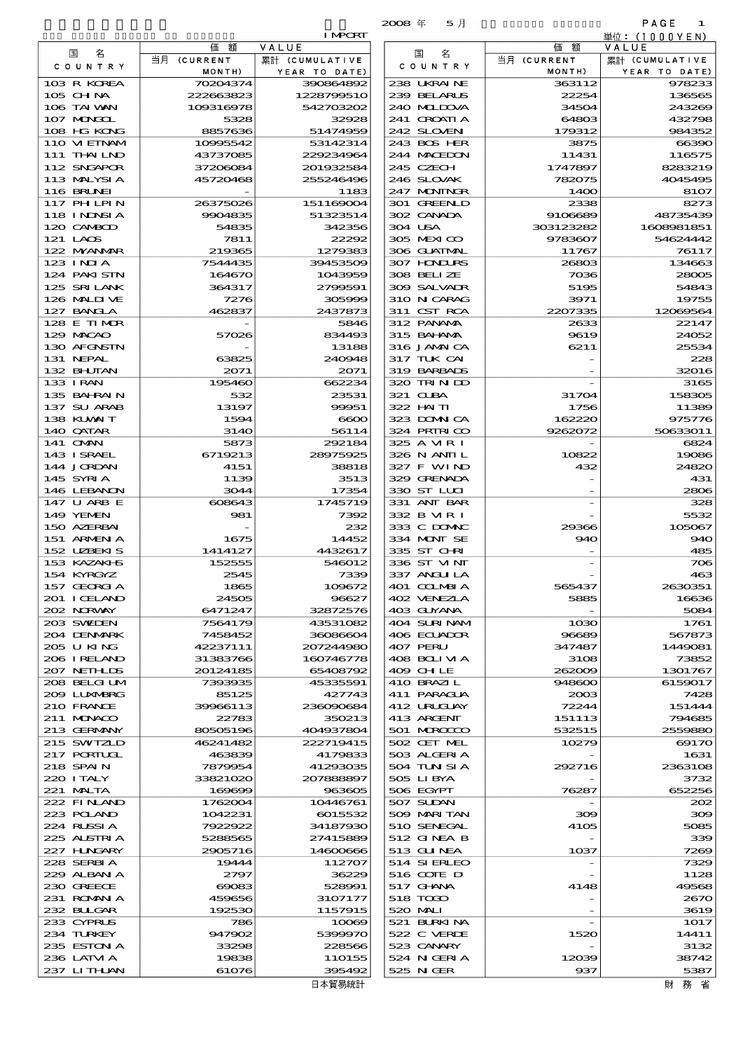IMPORT

2008 年 5 月

単位：(1000YEN)

| 国 名 COUNTRY | 価額 VALUE 当月 (CURRENT MONTH) | 累計 (CUMULATIVE YEAR TO DATE) |
|---|---|---|
| 103 R KOREA | 70204374 | 390864892 |
| 105 CHINA | 222663823 | 1228799510 |
| 106 TAIWAN | 109316978 | 542703202 |
| 107 MONGOL | 5328 | 32928 |
| 108 HG KONG | 8857636 | 51474959 |
| 110 VIETNAM | 10995542 | 53142314 |
| 111 THAILND | 43737085 | 229234964 |
| 112 SNGAPOR | 37206084 | 201932584 |
| 113 MALYSIA | 45720468 | 255246496 |
| 116 BRUNEI | - | 1183 |
| 117 PHILPIN | 26375026 | 151169004 |
| 118 INDNSIA | 9904835 | 51323514 |
| 120 CAMBOD | 54835 | 342356 |
| 121 LAOS | 7811 | 22292 |
| 122 MYANMAR | 219365 | 1279383 |
| 123 INDIA | 7544435 | 39453509 |
| 124 PAKISTN | 164670 | 1043959 |
| 125 SRI LANK | 364317 | 2799591 |
| 126 MALDIVE | 7276 | 305999 |
| 127 BANGLA | 462837 | 2437873 |
| 128 E TIMOR | - | 5846 |
| 129 MACAO | 57026 | 834493 |
| 130 AFGNSTN | - | 13188 |
| 131 NEPAL | 63825 | 240948 |
| 132 BHUTAN | 2071 | 2071 |
| 133 IRAN | 195460 | 662234 |
| 135 BAHRAIN | 532 | 23531 |
| 137 SU ARAB | 13197 | 99951 |
| 138 KUWAIT | 1594 | 6600 |
| 140 QATAR | 3140 | 56114 |
| 141 OMAN | 5873 | 292184 |
| 143 ISRAEL | 6719213 | 28975925 |
| 144 JORDAN | 4151 | 38818 |
| 145 SYRIA | 1139 | 3513 |
| 146 LEBANON | 3044 | 17354 |
| 147 U ARB E | 608643 | 1745719 |
| 149 YEMEN | 981 | 7392 |
| 150 AZERBAI | - | 232 |
| 151 ARMENIA | 1675 | 14452 |
| 152 UZBEKIS | 1414127 | 4432617 |
| 153 KAZAKHS | 152555 | 546012 |
| 154 KYRGYZ | 2545 | 7339 |
| 157 GEORGIA | 1865 | 109672 |
| 201 ICELAND | 24505 | 96627 |
| 202 NORWAY | 6471247 | 32872576 |
| 203 SWEDEN | 7564179 | 43531082 |
| 204 DENMARK | 7458452 | 36086604 |
| 205 U KING | 42237111 | 207244980 |
| 206 IRELAND | 31383766 | 160746778 |
| 207 NETHLDS | 20124185 | 65408792 |
| 208 BELGIUM | 7393935 | 45335591 |
| 209 LUXMBRG | 85125 | 427743 |
| 210 FRANCE | 39966113 | 236090684 |
| 211 MONACO | 22783 | 350213 |
| 213 GERMANY | 80505196 | 404937804 |
| 215 SWITZLD | 46241482 | 222719415 |
| 217 PORTUGL | 463839 | 4179833 |
| 218 SPAIN | 7879954 | 41293035 |
| 220 ITALY | 33821020 | 207888897 |
| 221 MALTA | 169699 | 963605 |
| 222 FINLAND | 1762004 | 10446761 |
| 223 POLAND | 1042231 | 6015532 |
| 224 RUSSIA | 7922922 | 34187930 |
| 225 AUSTRIA | 5288565 | 27415889 |
| 227 HUNGARY | 2905716 | 14600666 |
| 228 SERBIA | 19444 | 112707 |
| 229 ALBANIA | 2797 | 36229 |
| 230 GREECE | 69083 | 528991 |
| 231 ROMANIA | 459656 | 3107177 |
| 232 BULGAR | 192530 | 1157915 |
| 233 CYPRUS | 786 | 10069 |
| 234 TURKEY | 947902 | 5399970 |
| 235 ESTONIA | 33298 | 228566 |
| 236 LATVIA | 19838 | 110155 |
| 237 LITHUAN | 61076 | 395492 |
| 238 UKRAINE | 363112 | 978233 |
| 239 BELARUS | 22254 | 136565 |
| 240 MOLDOVA | 34504 | 243269 |
| 241 CROATIA | 64803 | 432798 |
| 242 SLOVEN | 179312 | 984352 |
| 243 BOS HER | 3875 | 66390 |
| 244 MACEDON | 11431 | 116575 |
| 245 CZECH | 1747897 | 8283219 |
| 246 SLOVAK | 782075 | 4045495 |
| 247 MONTNGR | 1400 | 8107 |
| 301 GREENLD | 2338 | 8273 |
| 302 CANADA | 9106689 | 48735439 |
| 304 USA | 303123282 | 1608981851 |
| 305 MEXICO | 9783607 | 54624442 |
| 306 GUATMAL | 11767 | 76117 |
| 307 HONDURS | 26803 | 134663 |
| 308 BELIZE | 7036 | 28005 |
| 309 SALVADR | 5195 | 54843 |
| 310 NICARAG | 3971 | 19755 |
| 311 CST RCA | 2207335 | 12069564 |
| 312 PANAMA | 2633 | 22147 |
| 315 BAHAMA | 9619 | 24052 |
| 316 JAMAICA | 6211 | 25534 |
| 317 TUK CAI | - | 228 |
| 319 BARBADS | - | 32016 |
| 320 TRINIDD | - | 3165 |
| 321 CUBA | 31704 | 158305 |
| 322 HAITI | 1756 | 11389 |
| 323 DOMNICA | 162220 | 975776 |
| 324 PRTRICO | 9262072 | 50633011 |
| 325 A VIRI | - | 6824 |
| 326 N ANTIL | 10822 | 19086 |
| 327 F WIND | 432 | 24820 |
| 329 GRENADA | - | 431 |
| 330 ST LUCI | - | 2806 |
| 331 ANT BAR | - | 328 |
| 332 B VIRI | - | 5532 |
| 333 C DOMNC | 29366 | 105067 |
| 334 MONT SE | 940 | 940 |
| 335 ST CHRI | - | 485 |
| 336 ST VINT | - | 706 |
| 337 ANGUILA | - | 463 |
| 401 COLMBIA | 565437 | 2630351 |
| 402 VENEZLA | 5885 | 16636 |
| 403 GUYANA | - | 5084 |
| 404 SURINAM | 1030 | 1761 |
| 406 ECUADOR | 96689 | 567873 |
| 407 PERU | 347487 | 1449081 |
| 408 BOLIVIA | 3108 | 73852 |
| 409 CHILE | 262009 | 1301767 |
| 410 BRAZIL | 948600 | 6159017 |
| 411 PARAGUA | 2003 | 7428 |
| 412 URUGUAY | 72244 | 151444 |
| 413 ARGENT | 151113 | 794685 |
| 501 MOROCCO | 532515 | 2559880 |
| 502 CET MEL | 10279 | 69170 |
| 503 ALGERIA | - | 1631 |
| 504 TUNISIA | 292716 | 2363108 |
| 505 LIBYA | - | 3732 |
| 506 EGYPT | 76287 | 652256 |
| 507 SUDAN | - | 202 |
| 509 MARITAN | 309 | 309 |
| 510 SENEGAL | 4105 | 5085 |
| 512 GINEA B | - | 339 |
| 513 GUINEA | 1037 | 7269 |
| 514 SIERLEO | - | 7329 |
| 516 COTE D | - | 1128 |
| 517 GHANA | 4148 | 49568 |
| 518 TOGO | - | 2670 |
| 520 MALI | - | 3619 |
| 521 BURKINA | - | 1017 |
| 522 C VERDE | 1520 | 14411 |
| 523 CANARY | - | 3132 |
| 524 NIGERIA | 12039 | 38742 |
| 525 NIGER | 937 | 5387 |

日本貿易統計　　財務省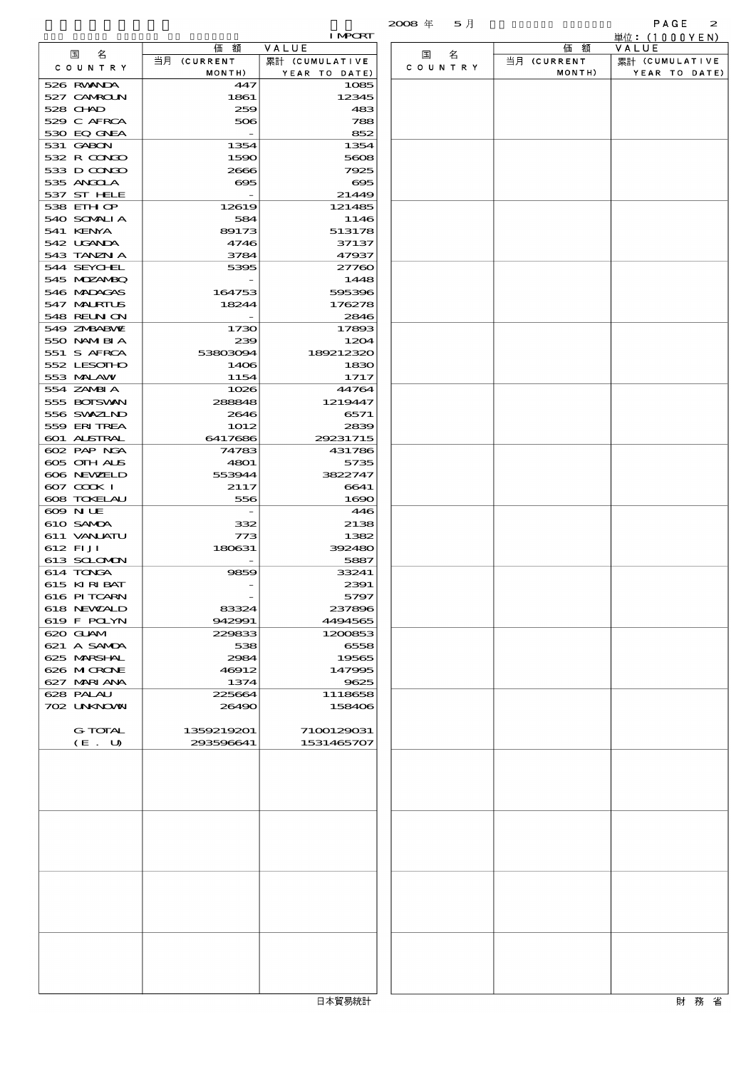IMPORT

2008 年 5 月

単位：(1000YEN)

| 国 名 COUNTRY | 価 額 VALUE 当月 (CURRENT MONTH) | 累計 (CUMULATIVE YEAR TO DATE) |
|---|---|---|
| 526 RWANDA | 447 | 1085 |
| 527 CAMROUN | 1861 | 12345 |
| 528 CHAD | 259 | 483 |
| 529 C AFRCA | 506 | 788 |
| 530 EQ GNEA | - | 852 |
| 531 GABON | 1354 | 1354 |
| 532 R CONGO | 1590 | 5608 |
| 533 D CONGO | 2666 | 7925 |
| 535 ANGOLA | 695 | 695 |
| 537 ST HELE | - | 21449 |
| 538 ETHIOP | 12619 | 121485 |
| 540 SOMALIA | 584 | 1146 |
| 541 KENYA | 89173 | 513178 |
| 542 UGANDA | 4746 | 37137 |
| 543 TANZNIA | 3784 | 47937 |
| 544 SEYCHEL | 5395 | 27760 |
| 545 MOZAMBQ | - | 1448 |
| 546 MADAGAS | 164753 | 595396 |
| 547 MAURTUS | 18244 | 176278 |
| 548 REUNION | - | 2846 |
| 549 ZMBABWE | 1730 | 17893 |
| 550 NAMIBIA | 239 | 1204 |
| 551 S AFRCA | 53803094 | 189212320 |
| 552 LESOTHO | 1406 | 1830 |
| 553 MALAWI | 1154 | 1717 |
| 554 ZAMBIA | 1026 | 44764 |
| 555 BOTSWAN | 288848 | 1219447 |
| 556 SWAZLND | 2646 | 6571 |
| 559 ERITREA | 1012 | 2839 |
| 601 AUSTRAL | 6417686 | 29231715 |
| 602 PAP NGA | 74783 | 431786 |
| 605 OTH AUS | 4801 | 5735 |
| 606 NEWZELD | 553944 | 3822747 |
| 607 COOK I | 2117 | 6641 |
| 608 TOKELAU | 556 | 1690 |
| 609 NIUE | - | 446 |
| 610 SAMOA | 332 | 2138 |
| 611 VANUATU | 773 | 1382 |
| 612 FIJI | 180631 | 392480 |
| 613 SOLOMON | - | 5887 |
| 614 TONGA | 9859 | 33241 |
| 615 KIRIBAT | - | 2391 |
| 616 PITCARN | - | 5797 |
| 618 NEWCALD | 83324 | 237896 |
| 619 F POLYN | 942991 | 4494565 |
| 620 GUAM | 229833 | 1200853 |
| 621 A SAMOA | 538 | 6558 |
| 625 MARSHAL | 2984 | 19565 |
| 626 MICRONE | 46912 | 147995 |
| 627 MARIANA | 1374 | 9625 |
| 628 PALAU | 225664 | 1118658 |
| 702 UNKNOWN | 26490 | 158406 |
| G-TOTAL | 1359219201 | 7100129031 |
| (E. U) | 293596641 | 1531465707 |

日本貿易統計

財 務 省